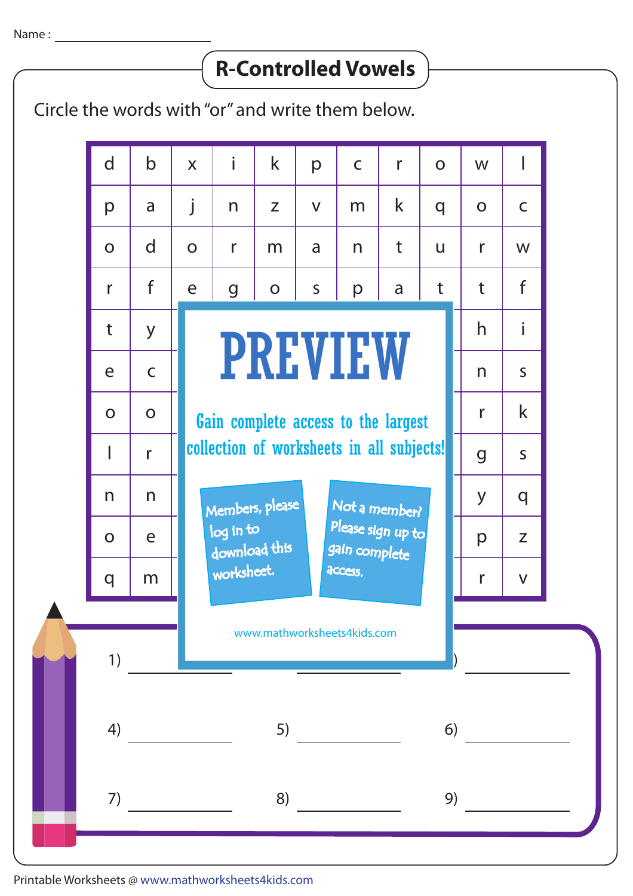Name : ____________________

# R-Controlled Vowels

Circle the words with "or" and write them below.

| d | b | x | i | k | p | c | r | o | w | l |
|---|---|---|---|---|---|---|---|---|---|---|
| p | a | j | n | z | v | m | k | q | o | c |
| o | d | o | r | m | a | n | t | u | r | w |
| r | f | e | g | o | s | p | a | t | t | f |
| t | y | | | | | | | | h | i |
| e | c | | | | | | | | n | s |
| o | o | | | | | | | | r | k |
| l | r | | | | | | | | g | s |
| n | n | | | | | | | | y | q |
| o | e | | | | | | | | p | z |
| q | m | | | | | | | | r | v |

**PREVIEW**

Gain complete access to the largest collection of worksheets in all subjects!

Members, please log in to download this worksheet.

Not a member? Please sign up to gain complete access.

www.mathworksheets4kids.com

1) ____________ &nbsp;&nbsp; ____________ &nbsp;&nbsp; ) ____________

4) ____________ &nbsp;&nbsp; 5) ____________ &nbsp;&nbsp; 6) ____________

7) ____________ &nbsp;&nbsp; 8) ____________ &nbsp;&nbsp; 9) ____________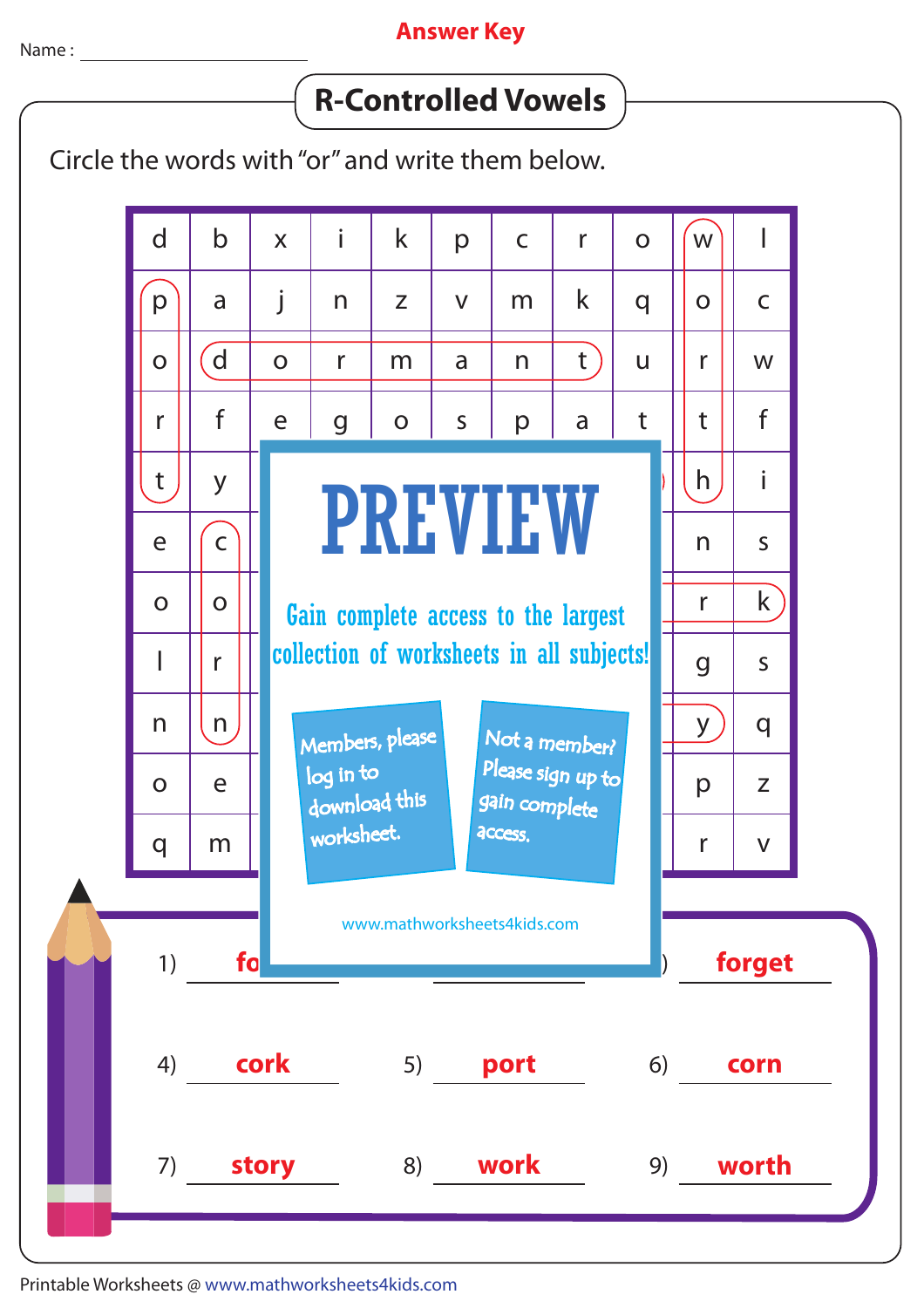Name : ____________________

**Answer Key**

# R-Controlled Vowels

Circle the words with "or" and write them below.

| | | | | | | | | | | |
|---|---|---|---|---|---|---|---|---|---|---|
| d | b | x | i | k | p | c | r | o | w | l |
| p | a | j | n | z | v | m | k | q | o | c |
| o | d | o | r | m | a | n | t | u | r | w |
| r | f | e | g | o | s | p | a | t | t | f |
| t | y | | | | | | | | h | i |
| e | c | | | | | | | | n | s |
| o | o | | | | | | | | r | k |
| l | r | | | | | | | | g | s |
| n | n | | | | | | | | y | q |
| o | e | | | | | | | | p | z |
| q | m | | | | | | | | r | v |

PREVIEW

Gain complete access to the largest collection of worksheets in all subjects!

Members, please log in to download this worksheet.

Not a member? Please sign up to gain complete access.

www.mathworksheets4kids.com

1) fo...

3) forget

4) cork

5) port

6) corn

7) story

8) work

9) worth

Printable Worksheets @ www.mathworksheets4kids.com